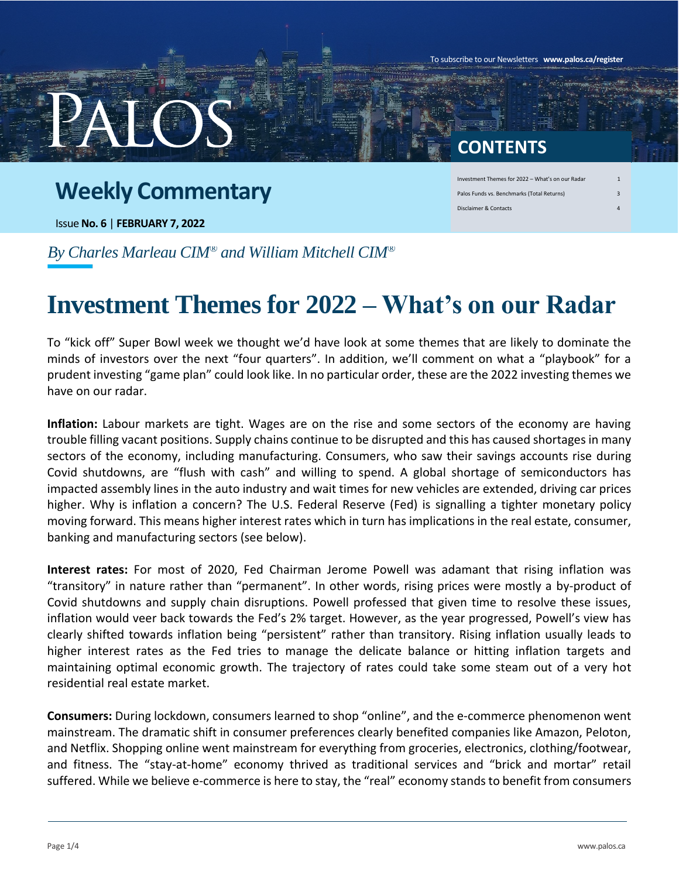To subscribe to our Newsletters **www.palos.ca/register**

PALOS

# Weekly Commentary

Issue **No. 6** | **FEBRUARY 7, 2022**

## CONTENTS

| | |
|---|---|
| Investment Themes for 2022 – What's on our Radar | 1 |
| Palos Funds vs. Benchmarks (Total Returns) | 3 |
| Disclaimer & Contacts | 4 |

*By Charles Marleau CIM® and William Mitchell CIM®*

# Investment Themes for 2022 – What's on our Radar

To "kick off" Super Bowl week we thought we'd have look at some themes that are likely to dominate the minds of investors over the next "four quarters". In addition, we'll comment on what a "playbook" for a prudent investing "game plan" could look like. In no particular order, these are the 2022 investing themes we have on our radar.

**Inflation:** Labour markets are tight. Wages are on the rise and some sectors of the economy are having trouble filling vacant positions. Supply chains continue to be disrupted and this has caused shortages in many sectors of the economy, including manufacturing. Consumers, who saw their savings accounts rise during Covid shutdowns, are "flush with cash" and willing to spend. A global shortage of semiconductors has impacted assembly lines in the auto industry and wait times for new vehicles are extended, driving car prices higher. Why is inflation a concern? The U.S. Federal Reserve (Fed) is signalling a tighter monetary policy moving forward. This means higher interest rates which in turn has implications in the real estate, consumer, banking and manufacturing sectors (see below).

**Interest rates:** For most of 2020, Fed Chairman Jerome Powell was adamant that rising inflation was "transitory" in nature rather than "permanent". In other words, rising prices were mostly a by-product of Covid shutdowns and supply chain disruptions. Powell professed that given time to resolve these issues, inflation would veer back towards the Fed's 2% target. However, as the year progressed, Powell's view has clearly shifted towards inflation being "persistent" rather than transitory. Rising inflation usually leads to higher interest rates as the Fed tries to manage the delicate balance or hitting inflation targets and maintaining optimal economic growth. The trajectory of rates could take some steam out of a very hot residential real estate market.

**Consumers:** During lockdown, consumers learned to shop "online", and the e-commerce phenomenon went mainstream. The dramatic shift in consumer preferences clearly benefited companies like Amazon, Peloton, and Netflix. Shopping online went mainstream for everything from groceries, electronics, clothing/footwear, and fitness. The "stay-at-home" economy thrived as traditional services and "brick and mortar" retail suffered. While we believe e-commerce is here to stay, the "real" economy stands to benefit from consumers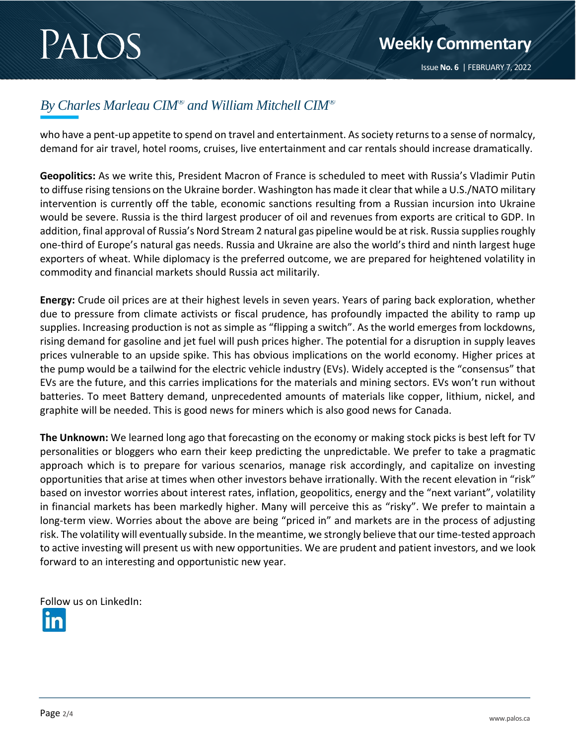*By Charles Marleau CIM® and William Mitchell CIM®*

who have a pent-up appetite to spend on travel and entertainment. As society returns to a sense of normalcy, demand for air travel, hotel rooms, cruises, live entertainment and car rentals should increase dramatically.

**Geopolitics:** As we write this, President Macron of France is scheduled to meet with Russia's Vladimir Putin to diffuse rising tensions on the Ukraine border. Washington has made it clear that while a U.S./NATO military intervention is currently off the table, economic sanctions resulting from a Russian incursion into Ukraine would be severe. Russia is the third largest producer of oil and revenues from exports are critical to GDP. In addition, final approval of Russia's Nord Stream 2 natural gas pipeline would be at risk. Russia supplies roughly one-third of Europe's natural gas needs. Russia and Ukraine are also the world's third and ninth largest huge exporters of wheat. While diplomacy is the preferred outcome, we are prepared for heightened volatility in commodity and financial markets should Russia act militarily.

**Energy:** Crude oil prices are at their highest levels in seven years. Years of paring back exploration, whether due to pressure from climate activists or fiscal prudence, has profoundly impacted the ability to ramp up supplies. Increasing production is not as simple as "flipping a switch". As the world emerges from lockdowns, rising demand for gasoline and jet fuel will push prices higher. The potential for a disruption in supply leaves prices vulnerable to an upside spike. This has obvious implications on the world economy. Higher prices at the pump would be a tailwind for the electric vehicle industry (EVs). Widely accepted is the "consensus" that EVs are the future, and this carries implications for the materials and mining sectors. EVs won't run without batteries. To meet Battery demand, unprecedented amounts of materials like copper, lithium, nickel, and graphite will be needed. This is good news for miners which is also good news for Canada.

**The Unknown:** We learned long ago that forecasting on the economy or making stock picks is best left for TV personalities or bloggers who earn their keep predicting the unpredictable. We prefer to take a pragmatic approach which is to prepare for various scenarios, manage risk accordingly, and capitalize on investing opportunities that arise at times when other investors behave irrationally. With the recent elevation in "risk" based on investor worries about interest rates, inflation, geopolitics, energy and the "next variant", volatility in financial markets has been markedly higher. Many will perceive this as "risky". We prefer to maintain a long-term view. Worries about the above are being "priced in" and markets are in the process of adjusting risk. The volatility will eventually subside. In the meantime, we strongly believe that our time-tested approach to active investing will present us with new opportunities. We are prudent and patient investors, and we look forward to an interesting and opportunistic new year.

Follow us on LinkedIn: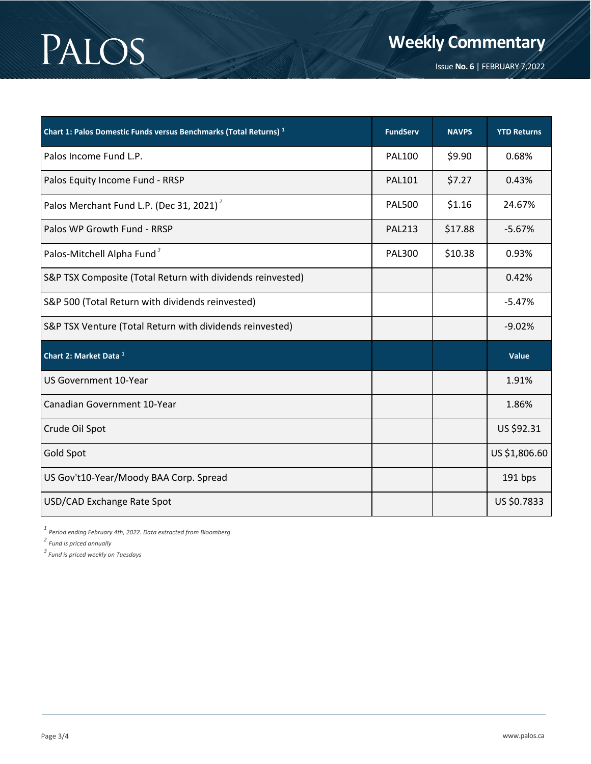| Chart 1: Palos Domestic Funds versus Benchmarks (Total Returns) [1] | FundServ | NAVPS | YTD Returns |
|---|---|---|---|
| Palos Income Fund L.P. | PAL100 | $9.90 | 0.68% |
| Palos Equity Income Fund - RRSP | PAL101 | $7.27 | 0.43% |
| Palos Merchant Fund L.P. (Dec 31, 2021) [2] | PAL500 | $1.16 | 24.67% |
| Palos WP Growth Fund - RRSP | PAL213 | $17.88 | -5.67% |
| Palos-Mitchell Alpha Fund [3] | PAL300 | $10.38 | 0.93% |
| S&P TSX Composite (Total Return with dividends reinvested) | | | 0.42% |
| S&P 500 (Total Return with dividends reinvested) | | | -5.47% |
| S&P TSX Venture (Total Return with dividends reinvested) | | | -9.02% |
| **Chart 2: Market Data [1]** | | | **Value** |
| US Government 10-Year | | | 1.91% |
| Canadian Government 10-Year | | | 1.86% |
| Crude Oil Spot | | | US $92.31 |
| Gold Spot | | | US $1,806.60 |
| US Gov't10-Year/Moody BAA Corp. Spread | | | 191 bps |
| USD/CAD Exchange Rate Spot | | | US $0.7833 |

*[1] Period ending February 4th, 2022. Data extracted from Bloomberg*

*[2] Fund is priced annually*

*[3] Fund is priced weekly on Tuesdays*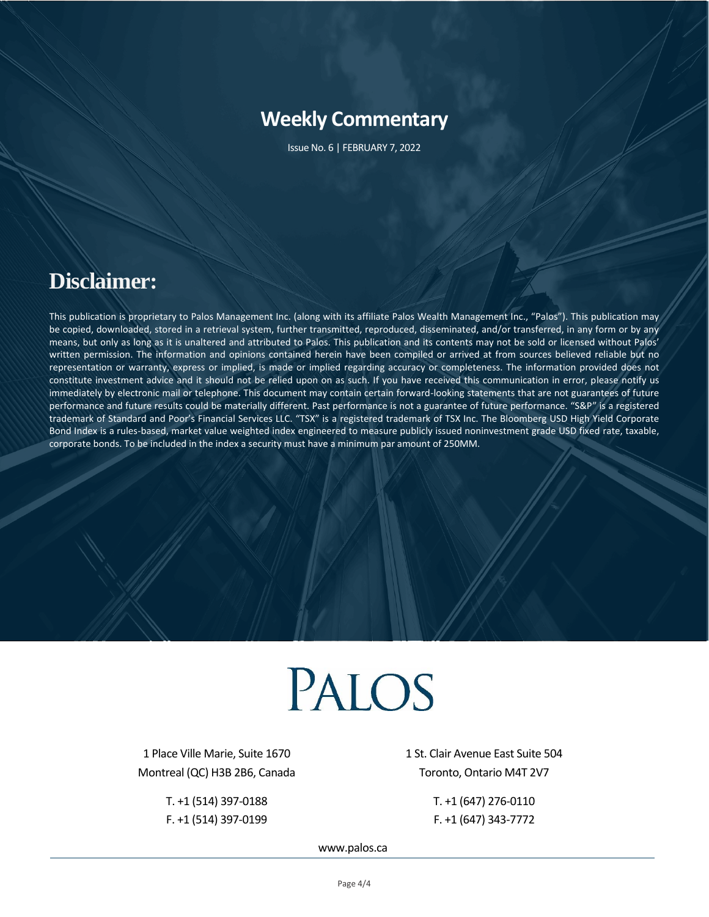# Weekly Commentary

Issue No. 6 | FEBRUARY 7, 2022

## Disclaimer:

This publication is proprietary to Palos Management Inc. (along with its affiliate Palos Wealth Management Inc., "Palos"). This publication may be copied, downloaded, stored in a retrieval system, further transmitted, reproduced, disseminated, and/or transferred, in any form or by any means, but only as long as it is unaltered and attributed to Palos. This publication and its contents may not be sold or licensed without Palos' written permission. The information and opinions contained herein have been compiled or arrived at from sources believed reliable but no representation or warranty, express or implied, is made or implied regarding accuracy or completeness. The information provided does not constitute investment advice and it should not be relied upon on as such. If you have received this communication in error, please notify us immediately by electronic mail or telephone. This document may contain certain forward-looking statements that are not guarantees of future performance and future results could be materially different. Past performance is not a guarantee of future performance. "S&P" is a registered trademark of Standard and Poor's Financial Services LLC. "TSX" is a registered trademark of TSX Inc. The Bloomberg USD High Yield Corporate Bond Index is a rules-based, market value weighted index engineered to measure publicly issued noninvestment grade USD fixed rate, taxable, corporate bonds. To be included in the index a security must have a minimum par amount of 250MM.

PALOS

1 Place Ville Marie, Suite 1670
Montreal (QC) H3B 2B6, Canada

T. +1 (514) 397-0188
F. +1 (514) 397-0199

1 St. Clair Avenue East Suite 504
Toronto, Ontario M4T 2V7

T. +1 (647) 276-0110
F. +1 (647) 343-7772

www.palos.ca